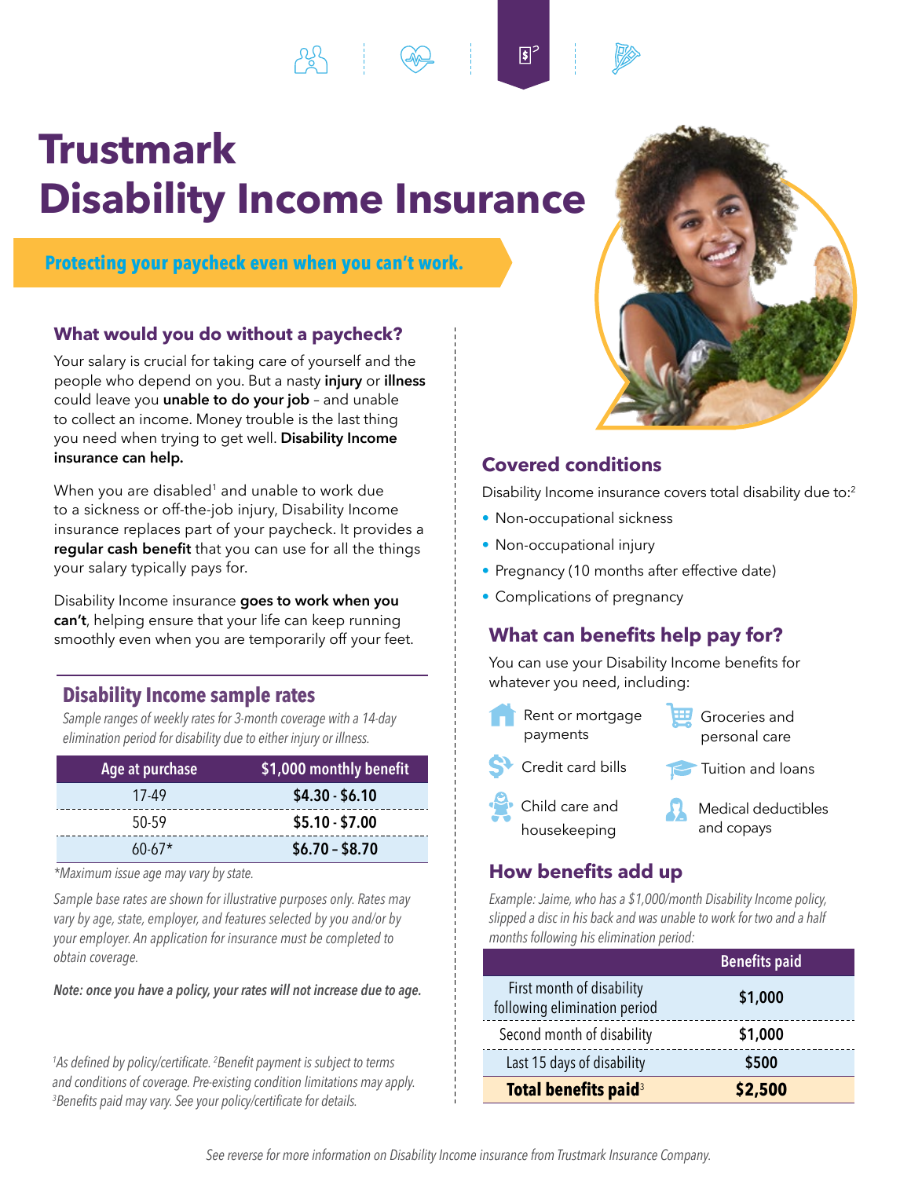# Trustmark Disability Income Insurance

**Protecting your paycheck even when you can't work.**

## What would you do without a paycheck?

Your salary is crucial for taking care of yourself and the people who depend on you. But a nasty **injury** or **illness** could leave you **unable to do your job** – and unable to collect an income. Money trouble is the last thing you need when trying to get well. **Disability Income insurance can help.**

When you are disabled[1] and unable to work due to a sickness or off-the-job injury, Disability Income insurance replaces part of your paycheck. It provides a **regular cash benefit** that you can use for all the things your salary typically pays for.

Disability Income insurance **goes to work when you can't**, helping ensure that your life can keep running smoothly even when you are temporarily off your feet.

## Disability Income sample rates

*Sample ranges of weekly rates for 3-month coverage with a 14-day elimination period for disability due to either injury or illness.*

| Age at purchase | $1,000 monthly benefit |
|---|---|
| 17-49 | **$4.30 - $6.10** |
| 50-59 | **$5.10 - $7.00** |
| 60-67* | **$6.70 – $8.70** |

*\*Maximum issue age may vary by state.*

*Sample base rates are shown for illustrative purposes only. Rates may vary by age, state, employer, and features selected by you and/or by your employer. An application for insurance must be completed to obtain coverage.*

***Note: once you have a policy, your rates will not increase due to age.***

## Covered conditions

Disability Income insurance covers total disability due to:[2]

- Non-occupational sickness
- Non-occupational injury
- Pregnancy (10 months after effective date)
- Complications of pregnancy

## What can benefits help pay for?

You can use your Disability Income benefits for whatever you need, including:

- Rent or mortgage payments
- Groceries and personal care
- Credit card bills
- Tuition and loans
- Child care and housekeeping
- Medical deductibles and copays

## How benefits add up

*Example: Jaime, who has a $1,000/month Disability Income policy, slipped a disc in his back and was unable to work for two and a half months following his elimination period:*

| | Benefits paid |
|---|---|
| First month of disability following elimination period | **$1,000** |
| Second month of disability | **$1,000** |
| Last 15 days of disability | **$500** |
| **Total benefits paid**[3] | **$2,500** |

*[1]As defined by policy/certificate. [2]Benefit payment is subject to terms and conditions of coverage. Pre-existing condition limitations may apply. [3]Benefits paid may vary. See your policy/certificate for details.*

*See reverse for more information on Disability Income insurance from Trustmark Insurance Company.*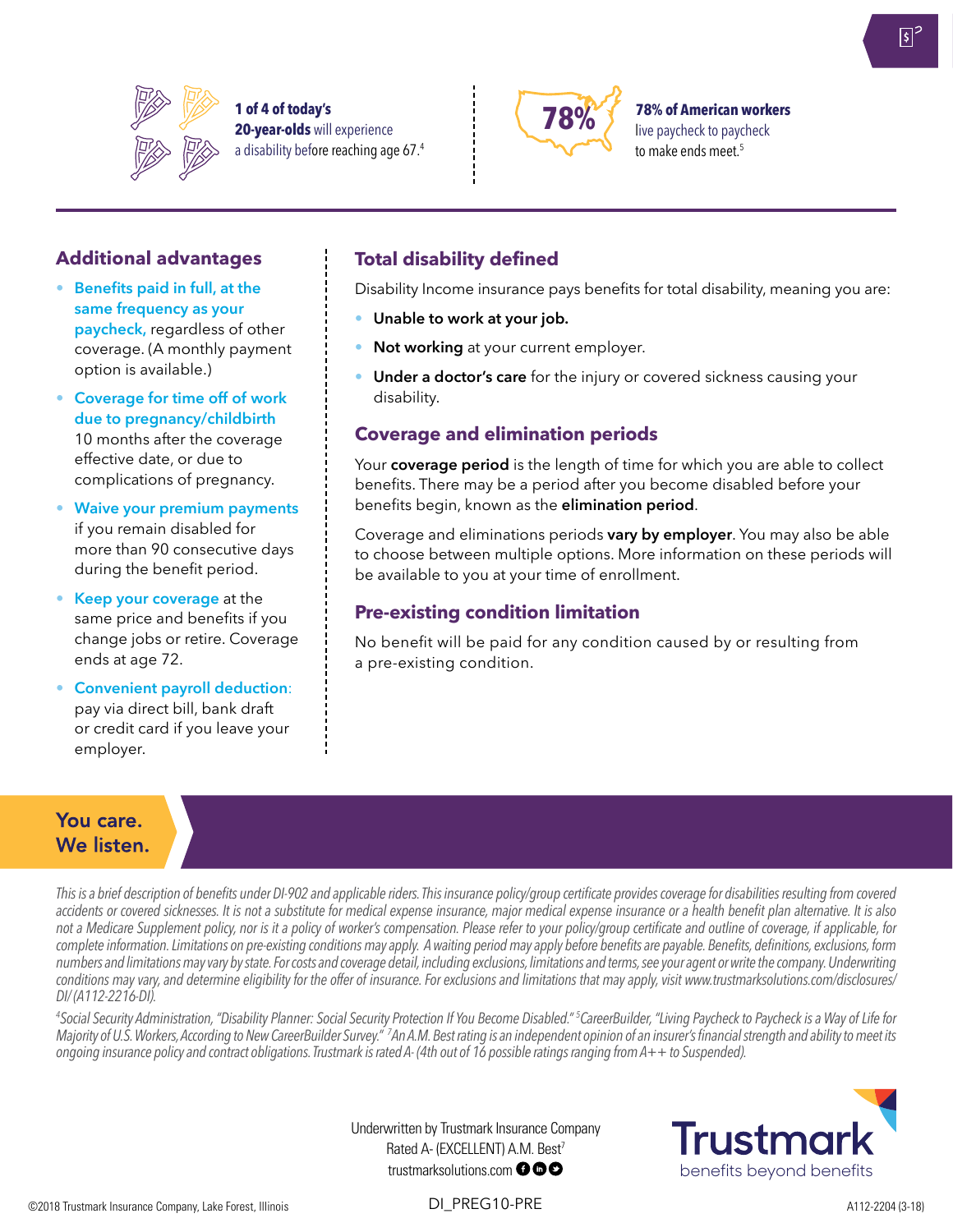**1 of 4 of today's 20-year-olds** will experience a disability before reaching age 67.[4]

78%

**78% of American workers** live paycheck to paycheck to make ends meet.[5]

## Additional advantages

- **Benefits paid in full, at the same frequency as your paycheck,** regardless of other coverage. (A monthly payment option is available.)
- **Coverage for time off of work due to pregnancy/childbirth** 10 months after the coverage effective date, or due to complications of pregnancy.
- **Waive your premium payments** if you remain disabled for more than 90 consecutive days during the benefit period.
- **Keep your coverage** at the same price and benefits if you change jobs or retire. Coverage ends at age 72.
- **Convenient payroll deduction**: pay via direct bill, bank draft or credit card if you leave your employer.

## Total disability defined

Disability Income insurance pays benefits for total disability, meaning you are:

- **Unable to work at your job.**
- **Not working** at your current employer.
- **Under a doctor's care** for the injury or covered sickness causing your disability.

## Coverage and elimination periods

Your **coverage period** is the length of time for which you are able to collect benefits. There may be a period after you become disabled before your benefits begin, known as the **elimination period**.

Coverage and eliminations periods **vary by employer**. You may also be able to choose between multiple options. More information on these periods will be available to you at your time of enrollment.

## Pre-existing condition limitation

No benefit will be paid for any condition caused by or resulting from a pre-existing condition.

**You care. We listen.**

*This is a brief description of benefits under DI-902 and applicable riders. This insurance policy/group certificate provides coverage for disabilities resulting from covered accidents or covered sicknesses. It is not a substitute for medical expense insurance, major medical expense insurance or a health benefit plan alternative. It is also not a Medicare Supplement policy, nor is it a policy of worker's compensation. Please refer to your policy/group certificate and outline of coverage, if applicable, for complete information. Limitations on pre-existing conditions may apply. A waiting period may apply before benefits are payable. Benefits, definitions, exclusions, form numbers and limitations may vary by state. For costs and coverage detail, including exclusions, limitations and terms, see your agent or write the company. Underwriting conditions may vary, and determine eligibility for the offer of insurance. For exclusions and limitations that may apply, visit www.trustmarksolutions.com/disclosures/DI/ (A112-2216-DI).*

*[4]Social Security Administration, "Disability Planner: Social Security Protection If You Become Disabled." [5]CareerBuilder, "Living Paycheck to Paycheck is a Way of Life for Majority of U.S. Workers, According to New CareerBuilder Survey." [7]An A.M. Best rating is an independent opinion of an insurer's financial strength and ability to meet its ongoing insurance policy and contract obligations. Trustmark is rated A- (4th out of 16 possible ratings ranging from A++ to Suspended).*

Underwritten by Trustmark Insurance Company
Rated A- (EXCELLENT) A.M. Best[7]
trustmarksolutions.com

Trustmark
benefits beyond benefits

©2018 Trustmark Insurance Company, Lake Forest, Illinois

DI_PREG10-PRE

A112-2204 (3-18)